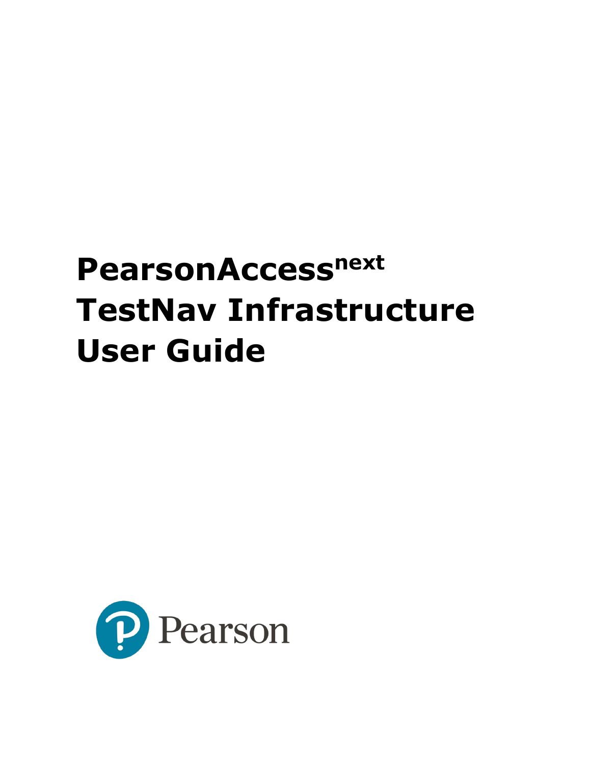# PearsonAccess[next] TestNav Infrastructure User Guide

Pearson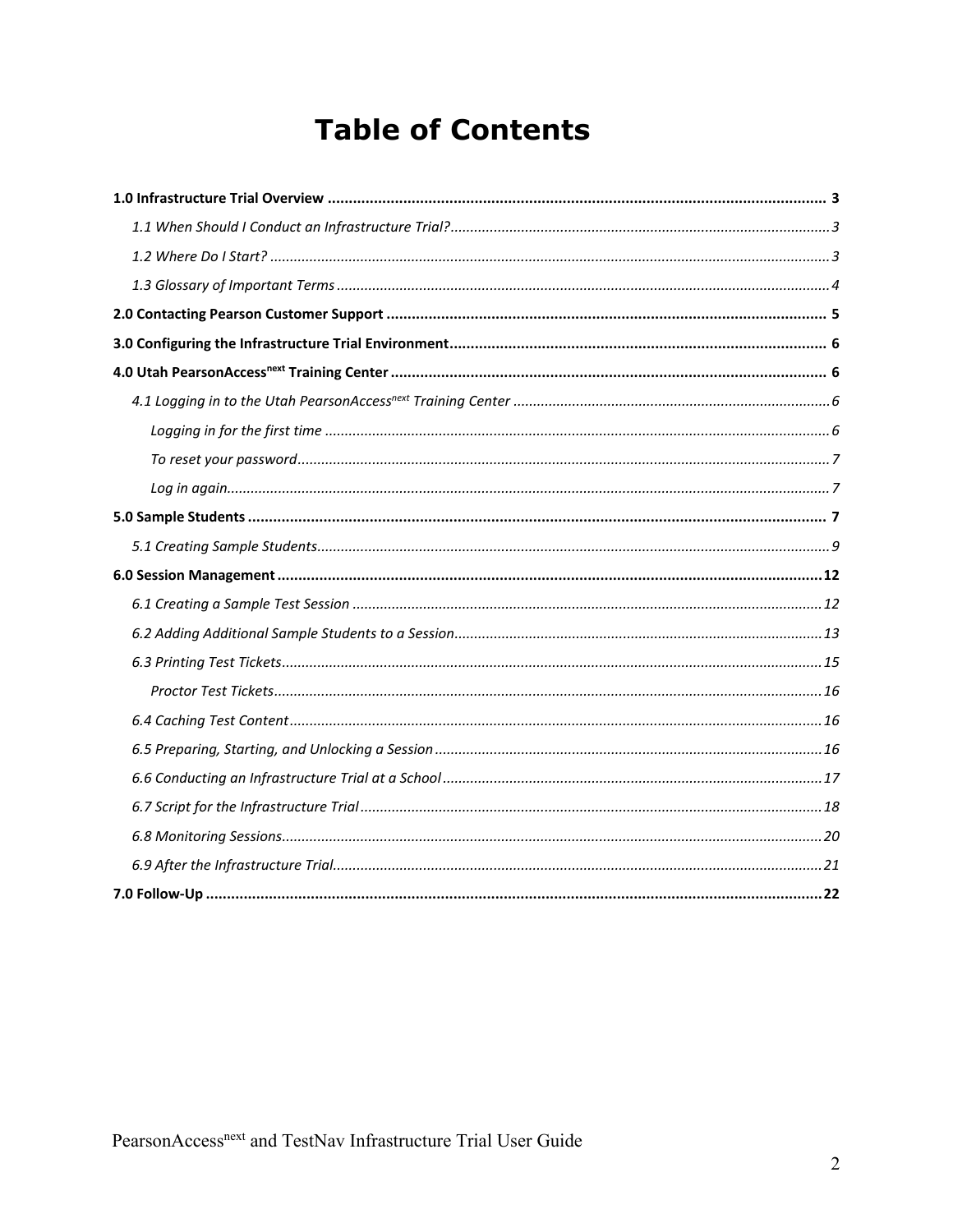# Table of Contents

**1.0 Infrastructure Trial Overview .......... 3**

*1.1 When Should I Conduct an Infrastructure Trial?.......... 3*

*1.2 Where Do I Start? .......... 3*

*1.3 Glossary of Important Terms .......... 4*

**2.0 Contacting Pearson Customer Support .......... 5**

**3.0 Configuring the Infrastructure Trial Environment .......... 6**

**4.0 Utah PearsonAccess^next Training Center .......... 6**

*4.1 Logging in to the Utah PearsonAccess^next Training Center .......... 6*

*Logging in for the first time .......... 6*

*To reset your password .......... 7*

*Log in again .......... 7*

**5.0 Sample Students .......... 7**

*5.1 Creating Sample Students .......... 9*

**6.0 Session Management .......... 12**

*6.1 Creating a Sample Test Session .......... 12*

*6.2 Adding Additional Sample Students to a Session .......... 13*

*6.3 Printing Test Tickets .......... 15*

*Proctor Test Tickets .......... 16*

*6.4 Caching Test Content .......... 16*

*6.5 Preparing, Starting, and Unlocking a Session .......... 16*

*6.6 Conducting an Infrastructure Trial at a School .......... 17*

*6.7 Script for the Infrastructure Trial .......... 18*

*6.8 Monitoring Sessions .......... 20*

*6.9 After the Infrastructure Trial .......... 21*

**7.0 Follow-Up .......... 22**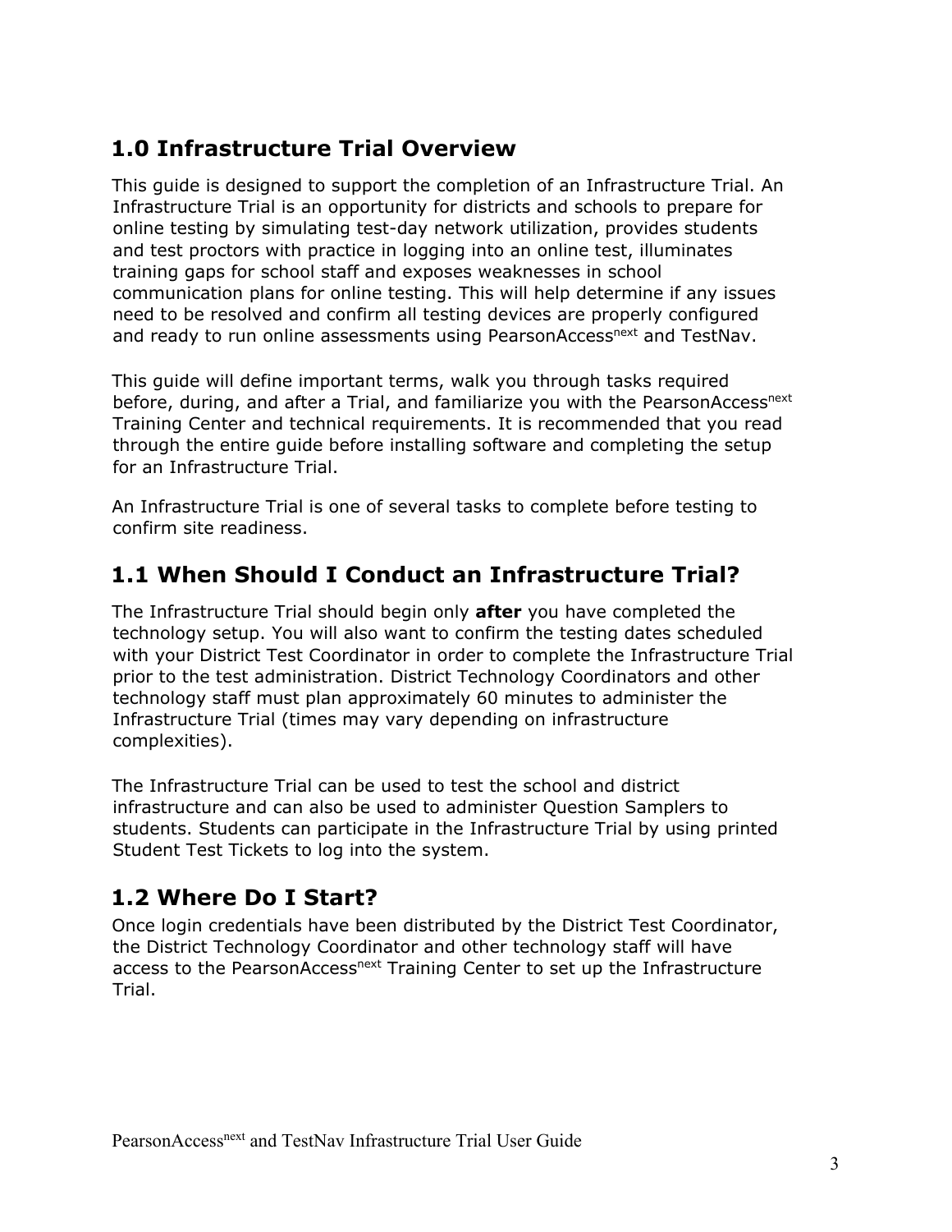## 1.0 Infrastructure Trial Overview

This guide is designed to support the completion of an Infrastructure Trial. An Infrastructure Trial is an opportunity for districts and schools to prepare for online testing by simulating test-day network utilization, provides students and test proctors with practice in logging into an online test, illuminates training gaps for school staff and exposes weaknesses in school communication plans for online testing. This will help determine if any issues need to be resolved and confirm all testing devices are properly configured and ready to run online assessments using PearsonAccess^next and TestNav.

This guide will define important terms, walk you through tasks required before, during, and after a Trial, and familiarize you with the PearsonAccess^next Training Center and technical requirements. It is recommended that you read through the entire guide before installing software and completing the setup for an Infrastructure Trial.

An Infrastructure Trial is one of several tasks to complete before testing to confirm site readiness.

## 1.1 When Should I Conduct an Infrastructure Trial?

The Infrastructure Trial should begin only **after** you have completed the technology setup. You will also want to confirm the testing dates scheduled with your District Test Coordinator in order to complete the Infrastructure Trial prior to the test administration. District Technology Coordinators and other technology staff must plan approximately 60 minutes to administer the Infrastructure Trial (times may vary depending on infrastructure complexities).

The Infrastructure Trial can be used to test the school and district infrastructure and can also be used to administer Question Samplers to students. Students can participate in the Infrastructure Trial by using printed Student Test Tickets to log into the system.

## 1.2 Where Do I Start?

Once login credentials have been distributed by the District Test Coordinator, the District Technology Coordinator and other technology staff will have access to the PearsonAccess^next Training Center to set up the Infrastructure Trial.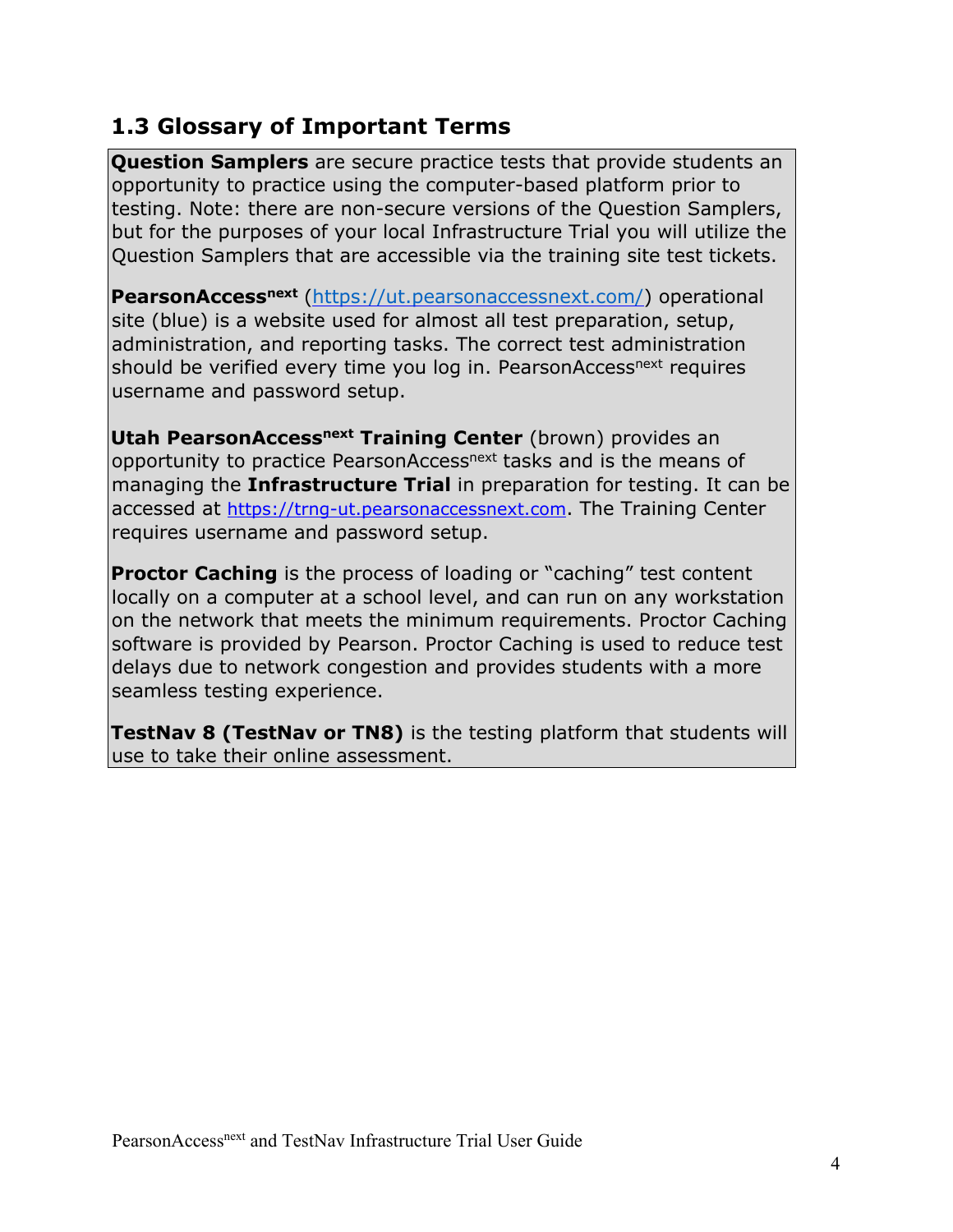## 1.3 Glossary of Important Terms

**Question Samplers** are secure practice tests that provide students an opportunity to practice using the computer-based platform prior to testing. Note: there are non-secure versions of the Question Samplers, but for the purposes of your local Infrastructure Trial you will utilize the Question Samplers that are accessible via the training site test tickets.

**PearsonAccess^next** (https://ut.pearsonaccessnext.com/) operational site (blue) is a website used for almost all test preparation, setup, administration, and reporting tasks. The correct test administration should be verified every time you log in. PearsonAccess^next requires username and password setup.

**Utah PearsonAccess^next Training Center** (brown) provides an opportunity to practice PearsonAccess^next tasks and is the means of managing the **Infrastructure Trial** in preparation for testing. It can be accessed at https://trng-ut.pearsonaccessnext.com. The Training Center requires username and password setup.

**Proctor Caching** is the process of loading or "caching" test content locally on a computer at a school level, and can run on any workstation on the network that meets the minimum requirements. Proctor Caching software is provided by Pearson. Proctor Caching is used to reduce test delays due to network congestion and provides students with a more seamless testing experience.

**TestNav 8 (TestNav or TN8)** is the testing platform that students will use to take their online assessment.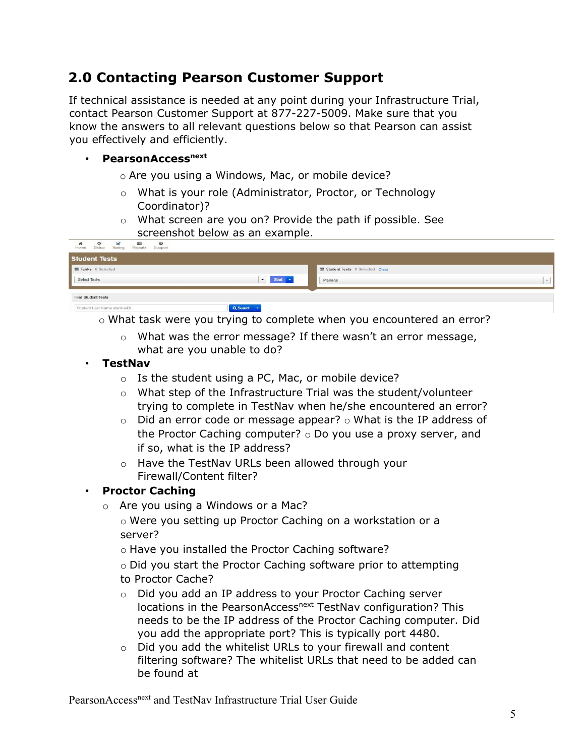## 2.0 Contacting Pearson Customer Support

If technical assistance is needed at any point during your Infrastructure Trial, contact Pearson Customer Support at 877-227-5009. Make sure that you know the answers to all relevant questions below so that Pearson can assist you effectively and efficiently.

- **PearsonAccess<sup>next</sup>**
  - Are you using a Windows, Mac, or mobile device?
  - What is your role (Administrator, Proctor, or Technology Coordinator)?
  - What screen are you on? Provide the path if possible. See screenshot below as an example.
  - What task were you trying to complete when you encountered an error?
  - What was the error message? If there wasn't an error message, what are you unable to do?
- **TestNav**
  - Is the student using a PC, Mac, or mobile device?
  - What step of the Infrastructure Trial was the student/volunteer trying to complete in TestNav when he/she encountered an error?
  - Did an error code or message appear?
  - What is the IP address of the Proctor Caching computer?
  - Do you use a proxy server, and if so, what is the IP address?
  - Have the TestNav URLs been allowed through your Firewall/Content filter?
- **Proctor Caching**
  - Are you using a Windows or a Mac?
  - Were you setting up Proctor Caching on a workstation or a server?
  - Have you installed the Proctor Caching software?
  - Did you start the Proctor Caching software prior to attempting to Proctor Cache?
  - Did you add an IP address to your Proctor Caching server locations in the PearsonAccess<sup>next</sup> TestNav configuration? This needs to be the IP address of the Proctor Caching computer. Did you add the appropriate port? This is typically port 4480.
  - Did you add the whitelist URLs to your firewall and content filtering software? The whitelist URLs that need to be added can be found at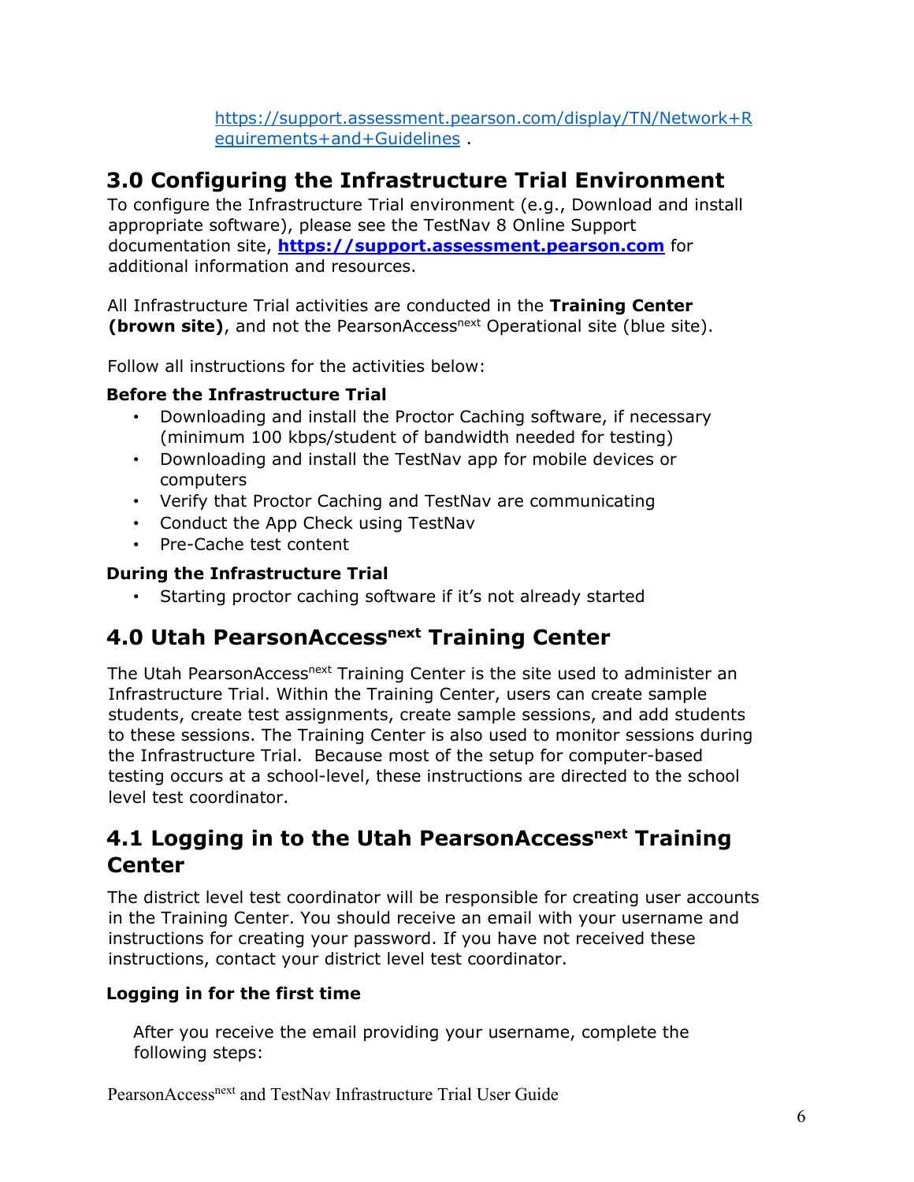https://support.assessment.pearson.com/display/TN/Network+Requirements+and+Guidelines .

## 3.0 Configuring the Infrastructure Trial Environment

To configure the Infrastructure Trial environment (e.g., Download and install appropriate software), please see the TestNav 8 Online Support documentation site, **https://support.assessment.pearson.com** for additional information and resources.

All Infrastructure Trial activities are conducted in the **Training Center (brown site)**, and not the PearsonAccess[next] Operational site (blue site).

Follow all instructions for the activities below:

**Before the Infrastructure Trial**

- Downloading and install the Proctor Caching software, if necessary (minimum 100 kbps/student of bandwidth needed for testing)
- Downloading and install the TestNav app for mobile devices or computers
- Verify that Proctor Caching and TestNav are communicating
- Conduct the App Check using TestNav
- Pre-Cache test content

**During the Infrastructure Trial**

- Starting proctor caching software if it's not already started

## 4.0 Utah PearsonAccess[next] Training Center

The Utah PearsonAccess[next] Training Center is the site used to administer an Infrastructure Trial. Within the Training Center, users can create sample students, create test assignments, create sample sessions, and add students to these sessions. The Training Center is also used to monitor sessions during the Infrastructure Trial. Because most of the setup for computer-based testing occurs at a school-level, these instructions are directed to the school level test coordinator.

## 4.1 Logging in to the Utah PearsonAccess[next] Training Center

The district level test coordinator will be responsible for creating user accounts in the Training Center. You should receive an email with your username and instructions for creating your password. If you have not received these instructions, contact your district level test coordinator.

**Logging in for the first time**

After you receive the email providing your username, complete the following steps: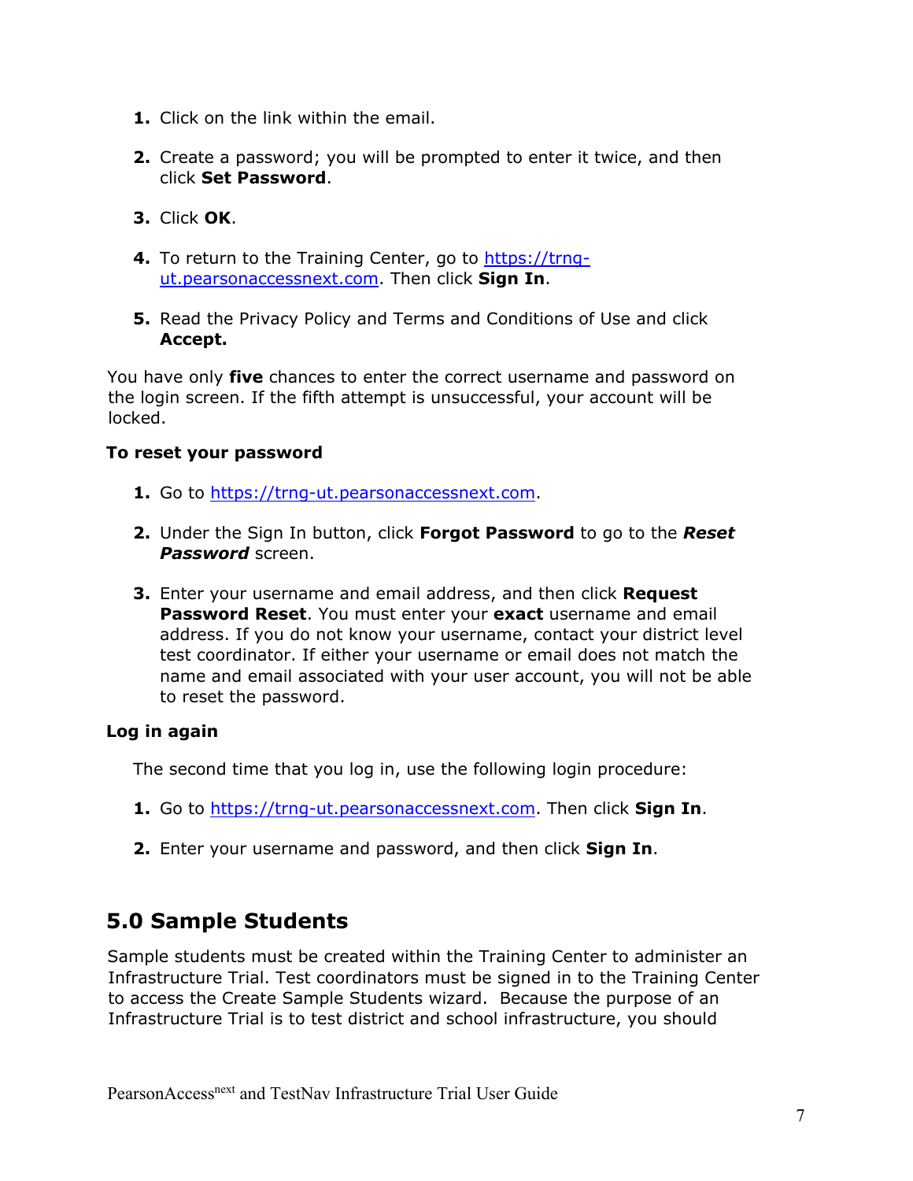1. Click on the link within the email.

2. Create a password; you will be prompted to enter it twice, and then click **Set Password**.

3. Click **OK**.

4. To return to the Training Center, go to https://trng-ut.pearsonaccessnext.com. Then click **Sign In**.

5. Read the Privacy Policy and Terms and Conditions of Use and click **Accept.**

You have only **five** chances to enter the correct username and password on the login screen. If the fifth attempt is unsuccessful, your account will be locked.

**To reset your password**

1. Go to https://trng-ut.pearsonaccessnext.com.

2. Under the Sign In button, click **Forgot Password** to go to the ***Reset Password*** screen.

3. Enter your username and email address, and then click **Request Password Reset**. You must enter your **exact** username and email address. If you do not know your username, contact your district level test coordinator. If either your username or email does not match the name and email associated with your user account, you will not be able to reset the password.

**Log in again**

The second time that you log in, use the following login procedure:

1. Go to https://trng-ut.pearsonaccessnext.com. Then click **Sign In**.

2. Enter your username and password, and then click **Sign In**.

## 5.0 Sample Students

Sample students must be created within the Training Center to administer an Infrastructure Trial. Test coordinators must be signed in to the Training Center to access the Create Sample Students wizard. Because the purpose of an Infrastructure Trial is to test district and school infrastructure, you should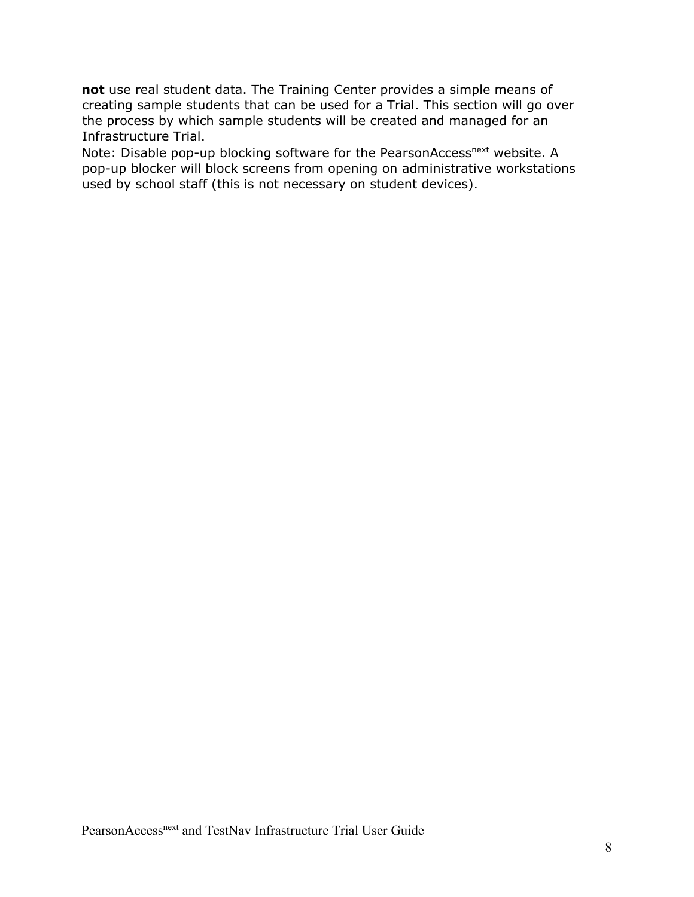**not** use real student data. The Training Center provides a simple means of creating sample students that can be used for a Trial. This section will go over the process by which sample students will be created and managed for an Infrastructure Trial.

Note: Disable pop-up blocking software for the PearsonAccess[next] website. A pop-up blocker will block screens from opening on administrative workstations used by school staff (this is not necessary on student devices).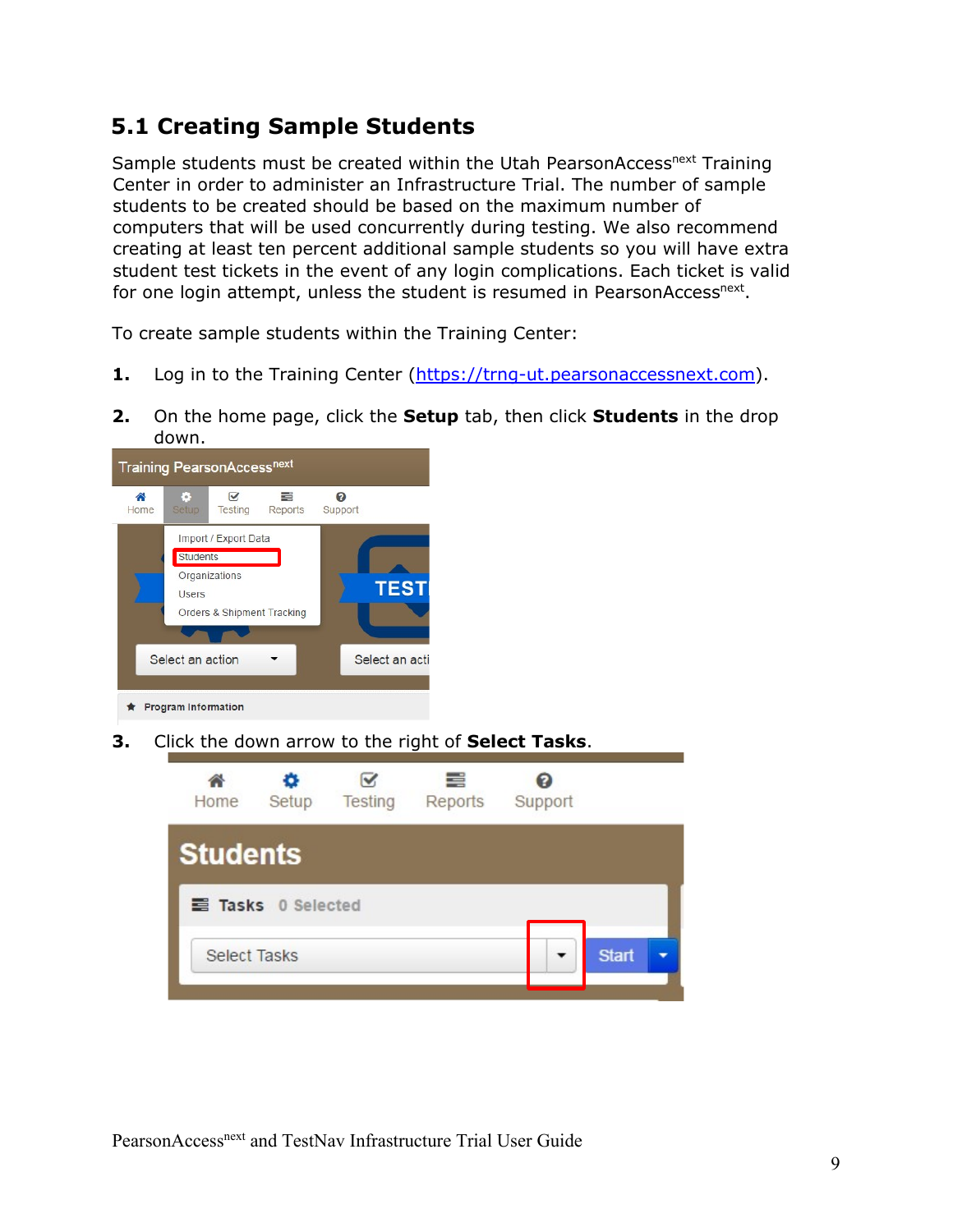## 5.1 Creating Sample Students

Sample students must be created within the Utah PearsonAccess$^{next}$ Training Center in order to administer an Infrastructure Trial. The number of sample students to be created should be based on the maximum number of computers that will be used concurrently during testing. We also recommend creating at least ten percent additional sample students so you will have extra student test tickets in the event of any login complications. Each ticket is valid for one login attempt, unless the student is resumed in PearsonAccess$^{next}$.

To create sample students within the Training Center:

1. Log in to the Training Center (https://trng-ut.pearsonaccessnext.com).

2. On the home page, click the **Setup** tab, then click **Students** in the drop down.

3. Click the down arrow to the right of **Select Tasks**.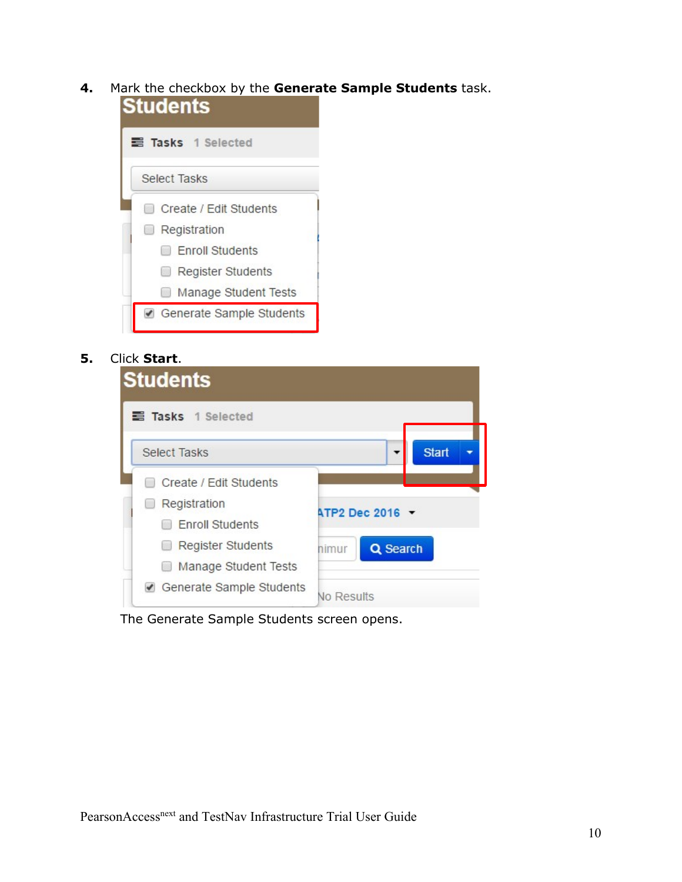4. Mark the checkbox by the **Generate Sample Students** task.

5. Click **Start**.

   The Generate Sample Students screen opens.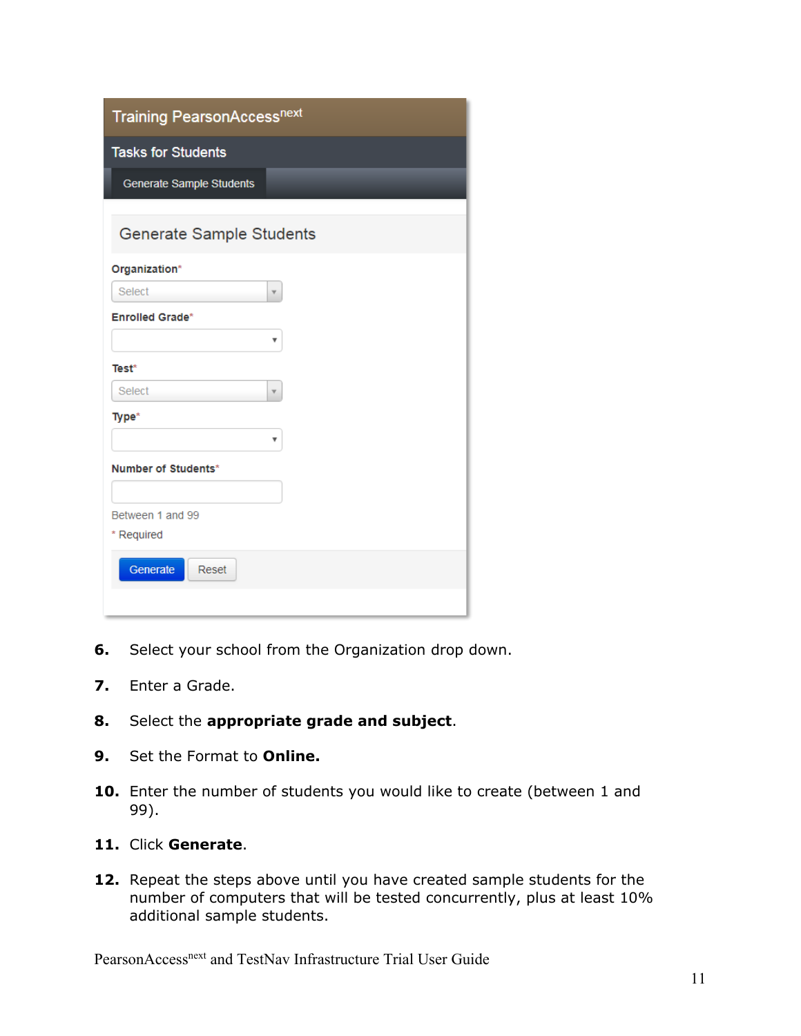6. Select your school from the Organization drop down.

7. Enter a Grade.

8. Select the **appropriate grade and subject**.

9. Set the Format to **Online.**

10. Enter the number of students you would like to create (between 1 and 99).

11. Click **Generate**.

12. Repeat the steps above until you have created sample students for the number of computers that will be tested concurrently, plus at least 10% additional sample students.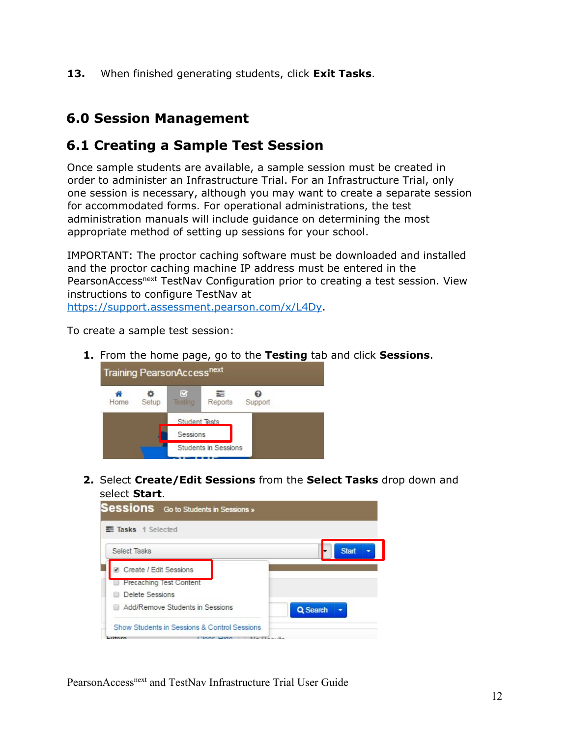13. When finished generating students, click **Exit Tasks**.

# 6.0 Session Management

## 6.1 Creating a Sample Test Session

Once sample students are available, a sample session must be created in order to administer an Infrastructure Trial. For an Infrastructure Trial, only one session is necessary, although you may want to create a separate session for accommodated forms. For operational administrations, the test administration manuals will include guidance on determining the most appropriate method of setting up sessions for your school.

IMPORTANT: The proctor caching software must be downloaded and installed and the proctor caching machine IP address must be entered in the PearsonAccess^next TestNav Configuration prior to creating a test session. View instructions to configure TestNav at https://support.assessment.pearson.com/x/L4Dy.

To create a sample test session:

1. From the home page, go to the **Testing** tab and click **Sessions**.

2. Select **Create/Edit Sessions** from the **Select Tasks** drop down and select **Start**.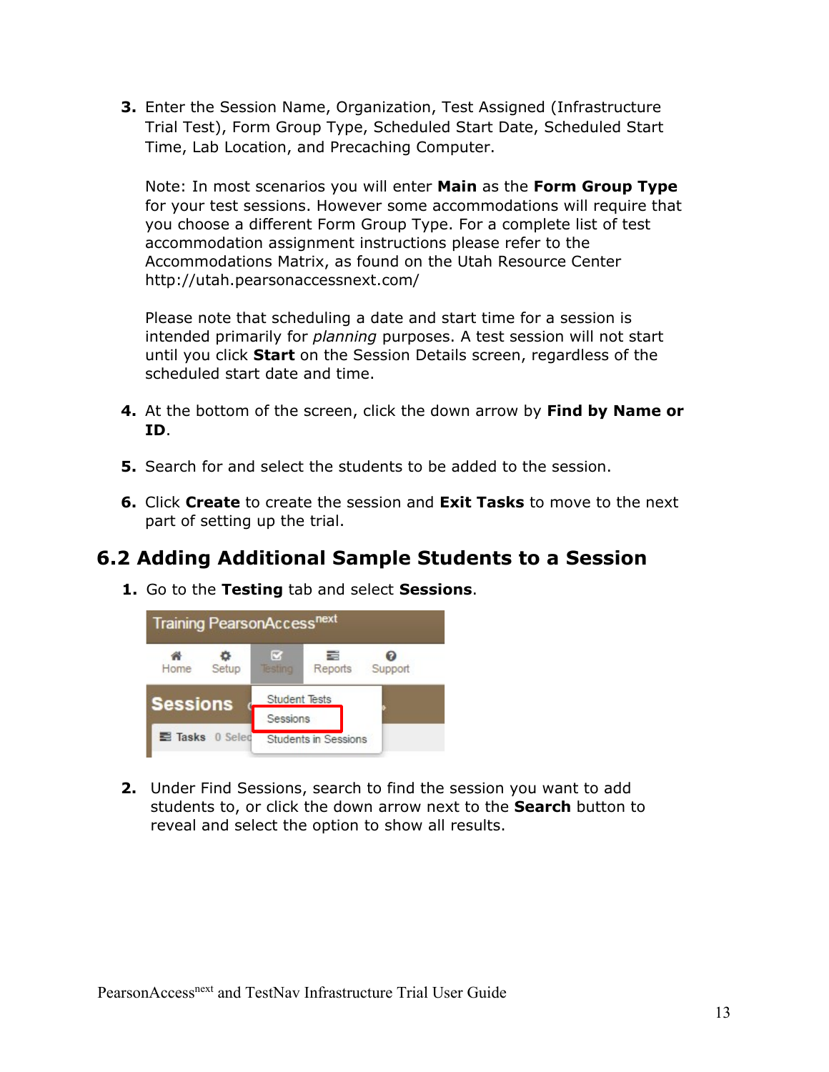3. Enter the Session Name, Organization, Test Assigned (Infrastructure Trial Test), Form Group Type, Scheduled Start Date, Scheduled Start Time, Lab Location, and Precaching Computer.

   Note: In most scenarios you will enter **Main** as the **Form Group Type** for your test sessions. However some accommodations will require that you choose a different Form Group Type. For a complete list of test accommodation assignment instructions please refer to the Accommodations Matrix, as found on the Utah Resource Center http://utah.pearsonaccessnext.com/

   Please note that scheduling a date and start time for a session is intended primarily for *planning* purposes. A test session will not start until you click **Start** on the Session Details screen, regardless of the scheduled start date and time.

4. At the bottom of the screen, click the down arrow by **Find by Name or ID**.

5. Search for and select the students to be added to the session.

6. Click **Create** to create the session and **Exit Tasks** to move to the next part of setting up the trial.

## 6.2 Adding Additional Sample Students to a Session

1. Go to the **Testing** tab and select **Sessions**.

2. Under Find Sessions, search to find the session you want to add students to, or click the down arrow next to the **Search** button to reveal and select the option to show all results.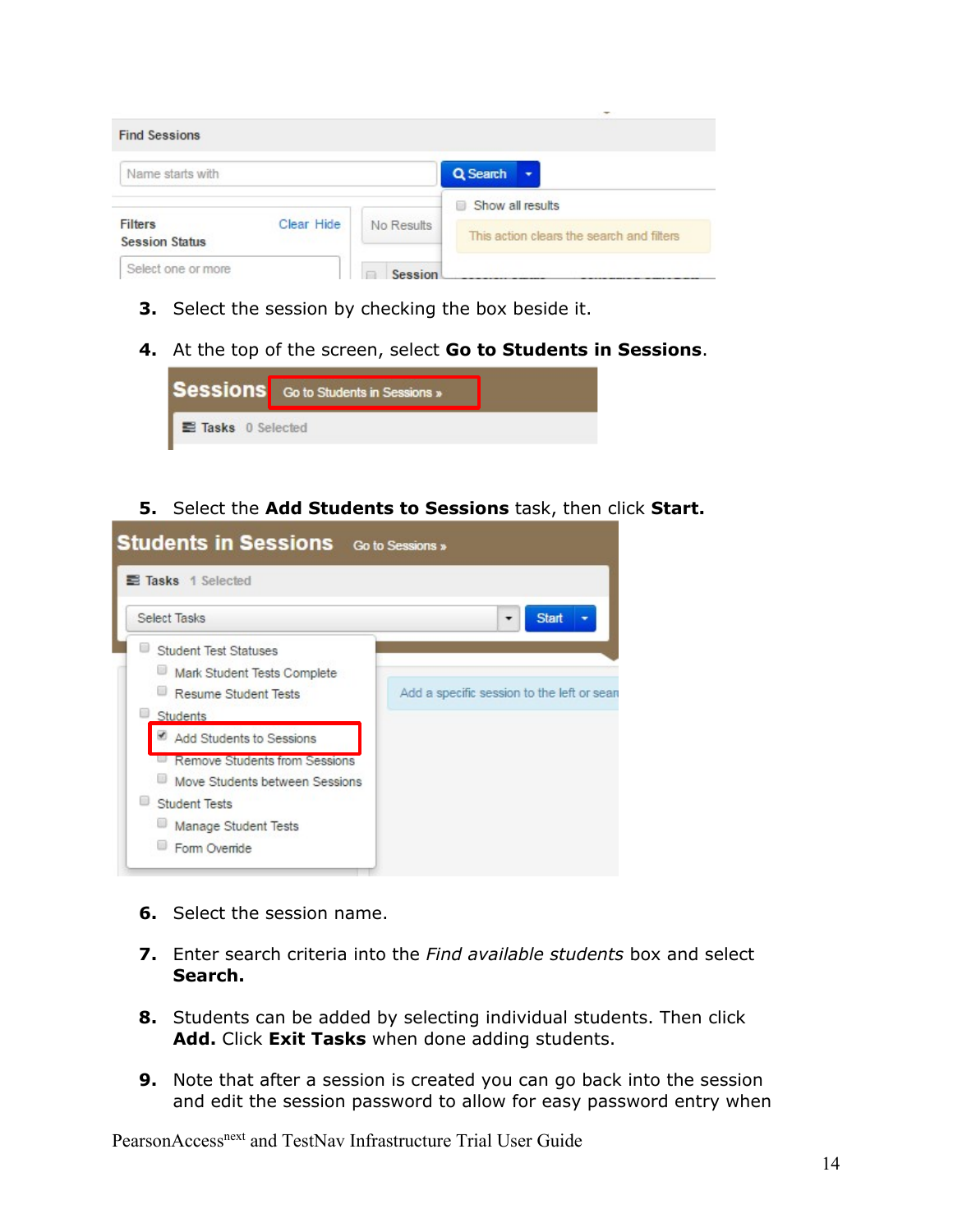3. Select the session by checking the box beside it.

4. At the top of the screen, select **Go to Students in Sessions**.

5. Select the **Add Students to Sessions** task, then click **Start.**

6. Select the session name.

7. Enter search criteria into the *Find available students* box and select **Search.**

8. Students can be added by selecting individual students. Then click **Add.** Click **Exit Tasks** when done adding students.

9. Note that after a session is created you can go back into the session and edit the session password to allow for easy password entry when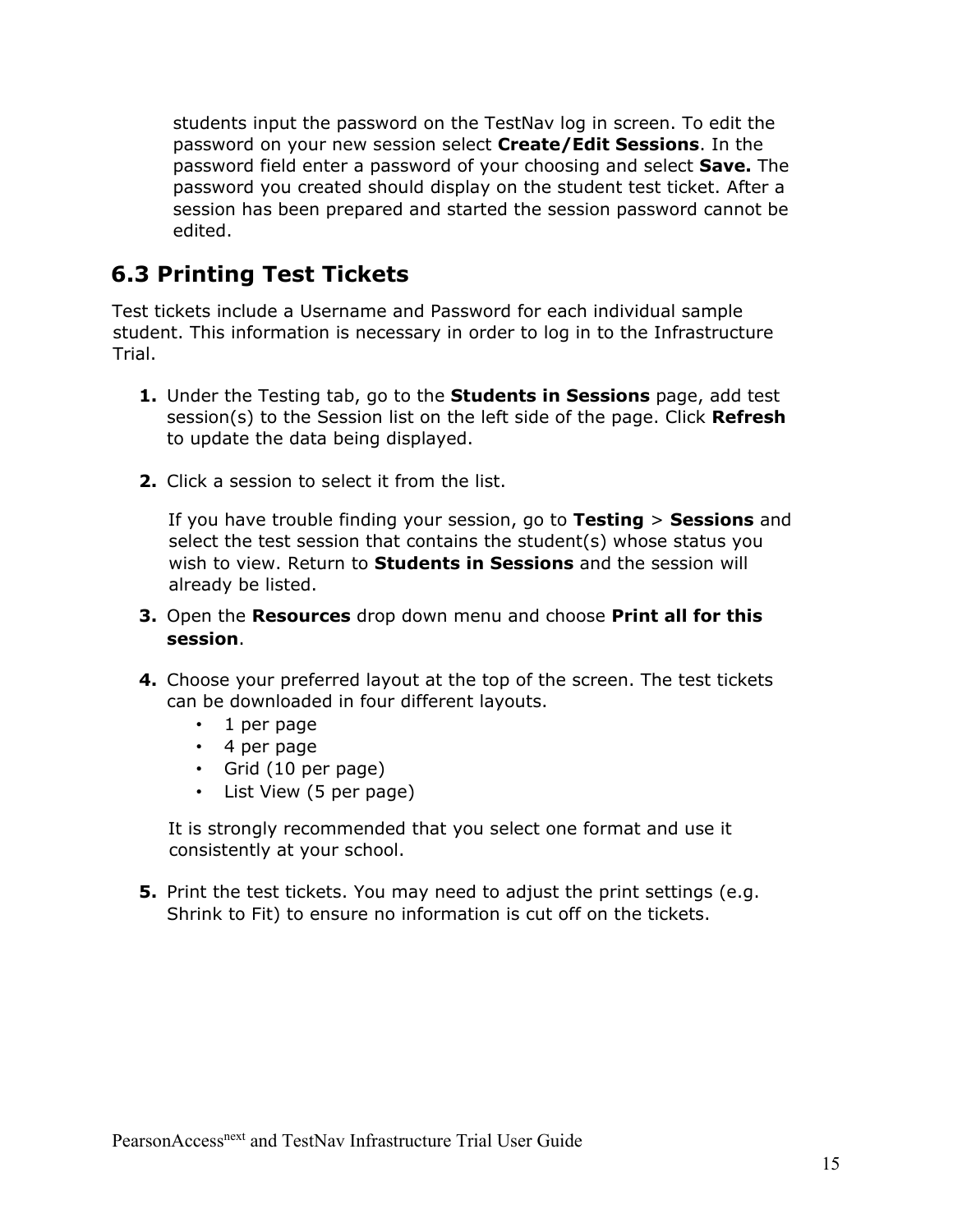students input the password on the TestNav log in screen. To edit the password on your new session select **Create/Edit Sessions**. In the password field enter a password of your choosing and select **Save.** The password you created should display on the student test ticket. After a session has been prepared and started the session password cannot be edited.

## 6.3 Printing Test Tickets

Test tickets include a Username and Password for each individual sample student. This information is necessary in order to log in to the Infrastructure Trial.

1. Under the Testing tab, go to the **Students in Sessions** page, add test session(s) to the Session list on the left side of the page. Click **Refresh** to update the data being displayed.

2. Click a session to select it from the list.

   If you have trouble finding your session, go to **Testing** > **Sessions** and select the test session that contains the student(s) whose status you wish to view. Return to **Students in Sessions** and the session will already be listed.

3. Open the **Resources** drop down menu and choose **Print all for this session**.

4. Choose your preferred layout at the top of the screen. The test tickets can be downloaded in four different layouts.
   - 1 per page
   - 4 per page
   - Grid (10 per page)
   - List View (5 per page)

   It is strongly recommended that you select one format and use it consistently at your school.

5. Print the test tickets. You may need to adjust the print settings (e.g. Shrink to Fit) to ensure no information is cut off on the tickets.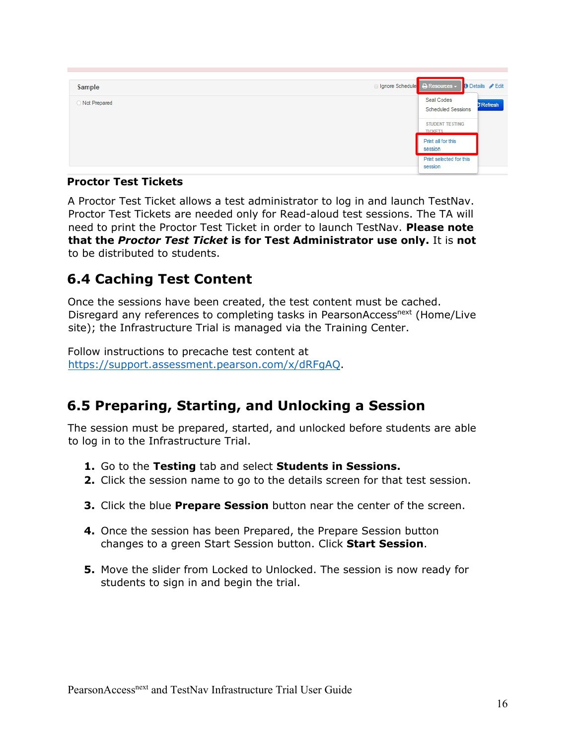**Proctor Test Tickets**

A Proctor Test Ticket allows a test administrator to log in and launch TestNav. Proctor Test Tickets are needed only for Read-aloud test sessions. The TA will need to print the Proctor Test Ticket in order to launch TestNav. **Please note that the *Proctor Test Ticket* is for Test Administrator use only.** It is **not** to be distributed to students.

## 6.4 Caching Test Content

Once the sessions have been created, the test content must be cached. Disregard any references to completing tasks in PearsonAccess$^{next}$ (Home/Live site); the Infrastructure Trial is managed via the Training Center.

Follow instructions to precache test content at https://support.assessment.pearson.com/x/dRFgAQ.

## 6.5 Preparing, Starting, and Unlocking a Session

The session must be prepared, started, and unlocked before students are able to log in to the Infrastructure Trial.

1. Go to the **Testing** tab and select **Students in Sessions.**
2. Click the session name to go to the details screen for that test session.
3. Click the blue **Prepare Session** button near the center of the screen.
4. Once the session has been Prepared, the Prepare Session button changes to a green Start Session button. Click **Start Session**.
5. Move the slider from Locked to Unlocked. The session is now ready for students to sign in and begin the trial.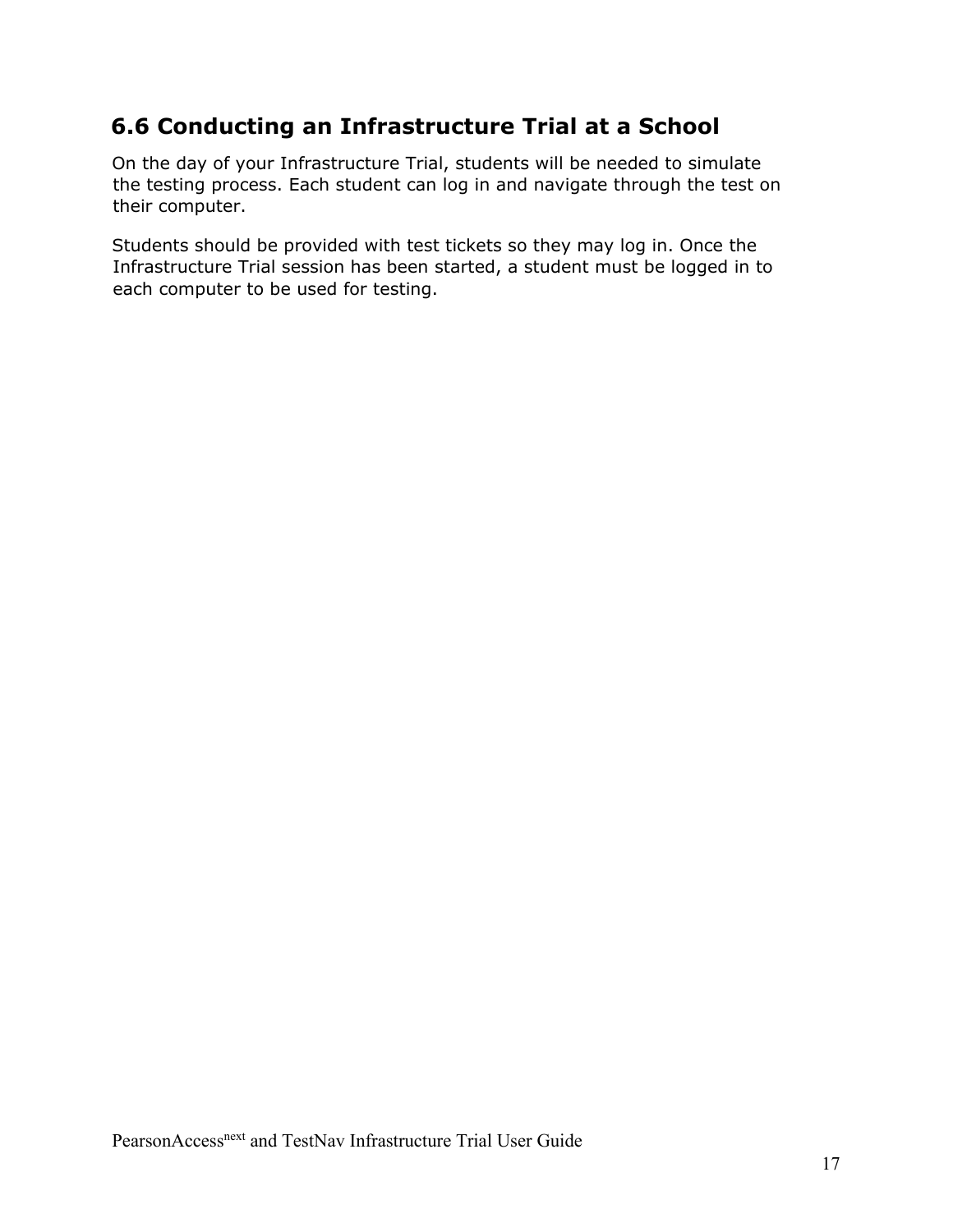## 6.6 Conducting an Infrastructure Trial at a School

On the day of your Infrastructure Trial, students will be needed to simulate the testing process. Each student can log in and navigate through the test on their computer.

Students should be provided with test tickets so they may log in. Once the Infrastructure Trial session has been started, a student must be logged in to each computer to be used for testing.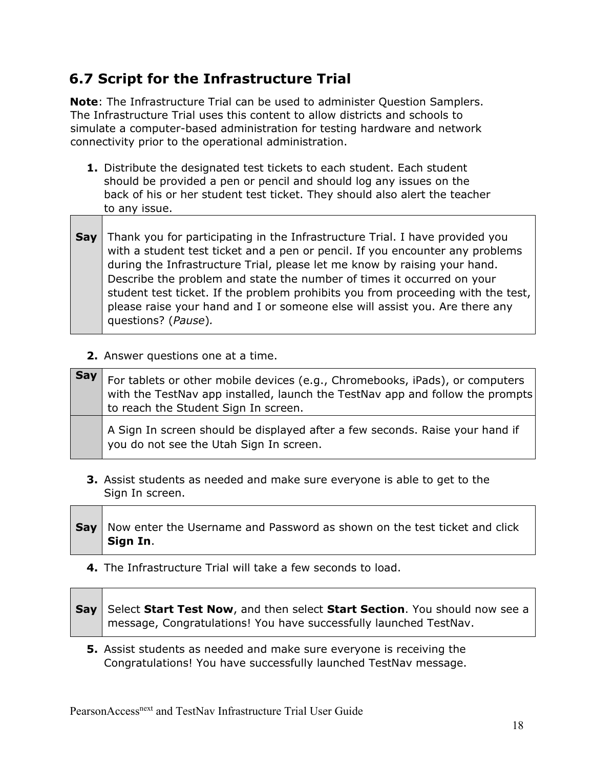## 6.7 Script for the Infrastructure Trial

**Note**: The Infrastructure Trial can be used to administer Question Samplers. The Infrastructure Trial uses this content to allow districts and schools to simulate a computer-based administration for testing hardware and network connectivity prior to the operational administration.

1. Distribute the designated test tickets to each student. Each student should be provided a pen or pencil and should log any issues on the back of his or her student test ticket. They should also alert the teacher to any issue.

| **Say** | Thank you for participating in the Infrastructure Trial. I have provided you with a student test ticket and a pen or pencil. If you encounter any problems during the Infrastructure Trial, please let me know by raising your hand. Describe the problem and state the number of times it occurred on your student test ticket. If the problem prohibits you from proceeding with the test, please raise your hand and I or someone else will assist you. Are there any questions? (*Pause*). |
|---|---|

2. Answer questions one at a time.

| **Say** | For tablets or other mobile devices (e.g., Chromebooks, iPads), or computers with the TestNav app installed, launch the TestNav app and follow the prompts to reach the Student Sign In screen. |
|---|---|
| | A Sign In screen should be displayed after a few seconds. Raise your hand if you do not see the Utah Sign In screen. |

3. Assist students as needed and make sure everyone is able to get to the Sign In screen.

| **Say** | Now enter the Username and Password as shown on the test ticket and click **Sign In**. |
|---|---|

4. The Infrastructure Trial will take a few seconds to load.

| **Say** | Select **Start Test Now**, and then select **Start Section**. You should now see a message, Congratulations! You have successfully launched TestNav. |
|---|---|

5. Assist students as needed and make sure everyone is receiving the Congratulations! You have successfully launched TestNav message.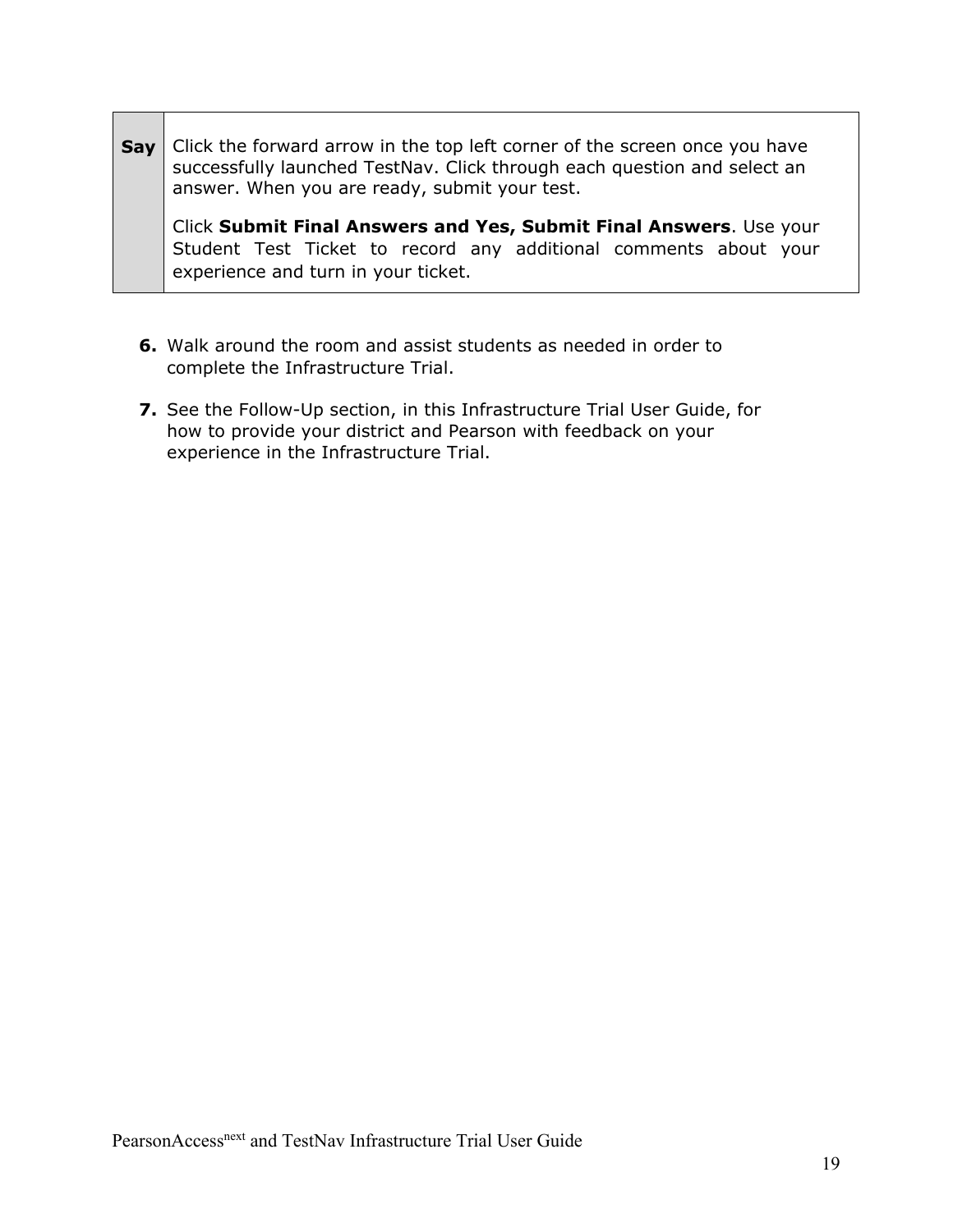| Say | Click the forward arrow in the top left corner of the screen once you have successfully launched TestNav. Click through each question and select an answer. When you are ready, submit your test.<br><br>Click **Submit Final Answers and Yes, Submit Final Answers**. Use your Student Test Ticket to record any additional comments about your experience and turn in your ticket. |
|---|---|

6. Walk around the room and assist students as needed in order to complete the Infrastructure Trial.

7. See the Follow-Up section, in this Infrastructure Trial User Guide, for how to provide your district and Pearson with feedback on your experience in the Infrastructure Trial.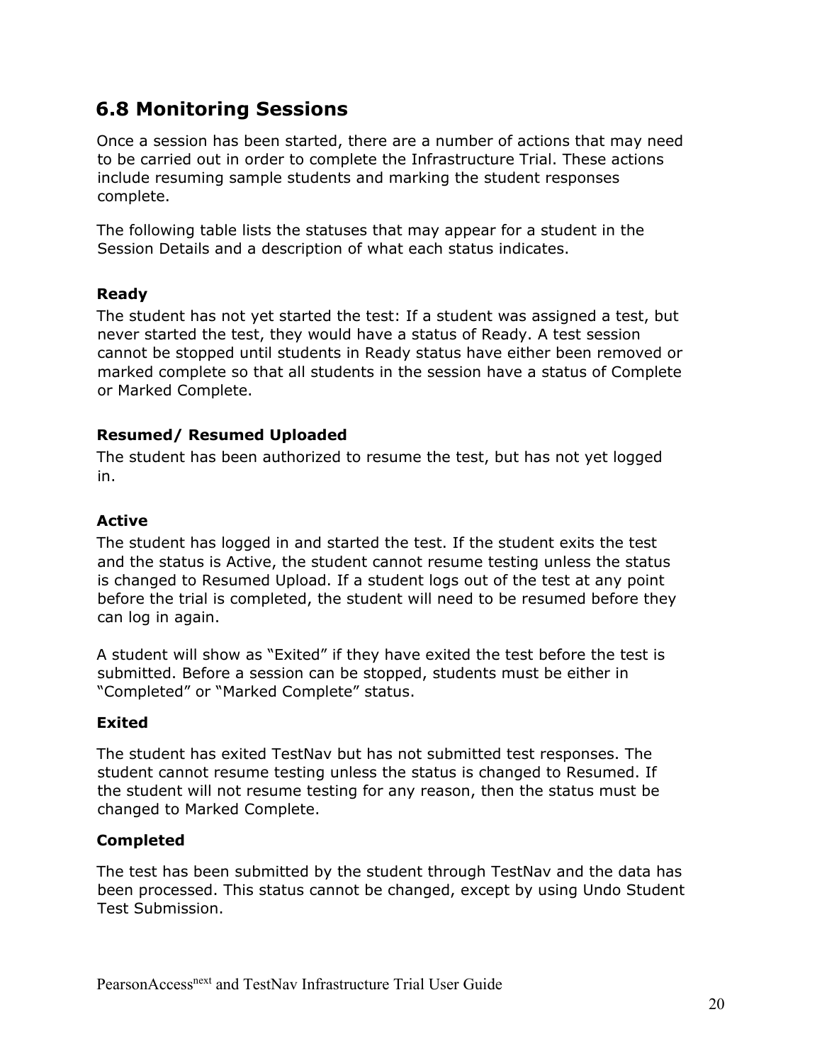## 6.8 Monitoring Sessions

Once a session has been started, there are a number of actions that may need to be carried out in order to complete the Infrastructure Trial. These actions include resuming sample students and marking the student responses complete.

The following table lists the statuses that may appear for a student in the Session Details and a description of what each status indicates.

**Ready**

The student has not yet started the test: If a student was assigned a test, but never started the test, they would have a status of Ready. A test session cannot be stopped until students in Ready status have either been removed or marked complete so that all students in the session have a status of Complete or Marked Complete.

**Resumed/ Resumed Uploaded**

The student has been authorized to resume the test, but has not yet logged in.

**Active**

The student has logged in and started the test. If the student exits the test and the status is Active, the student cannot resume testing unless the status is changed to Resumed Upload. If a student logs out of the test at any point before the trial is completed, the student will need to be resumed before they can log in again.

A student will show as "Exited" if they have exited the test before the test is submitted. Before a session can be stopped, students must be either in "Completed" or "Marked Complete" status.

**Exited**

The student has exited TestNav but has not submitted test responses. The student cannot resume testing unless the status is changed to Resumed. If the student will not resume testing for any reason, then the status must be changed to Marked Complete.

**Completed**

The test has been submitted by the student through TestNav and the data has been processed. This status cannot be changed, except by using Undo Student Test Submission.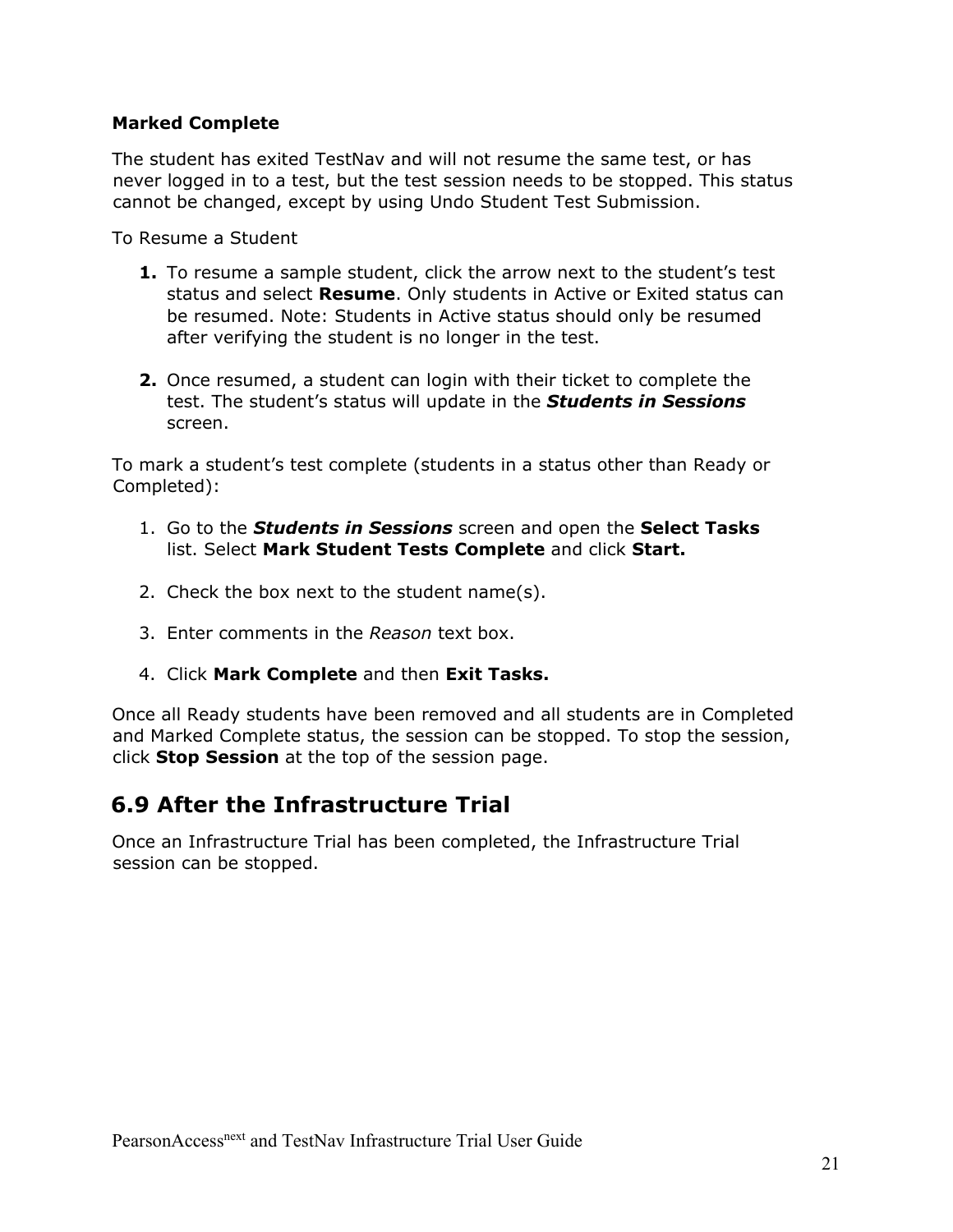**Marked Complete**

The student has exited TestNav and will not resume the same test, or has never logged in to a test, but the test session needs to be stopped. This status cannot be changed, except by using Undo Student Test Submission.

To Resume a Student

1. To resume a sample student, click the arrow next to the student's test status and select **Resume**. Only students in Active or Exited status can be resumed. Note: Students in Active status should only be resumed after verifying the student is no longer in the test.

2. Once resumed, a student can login with their ticket to complete the test. The student's status will update in the ***Students in Sessions*** screen.

To mark a student's test complete (students in a status other than Ready or Completed):

1. Go to the ***Students in Sessions*** screen and open the **Select Tasks** list. Select **Mark Student Tests Complete** and click **Start.**

2. Check the box next to the student name(s).

3. Enter comments in the *Reason* text box.

4. Click **Mark Complete** and then **Exit Tasks.**

Once all Ready students have been removed and all students are in Completed and Marked Complete status, the session can be stopped. To stop the session, click **Stop Session** at the top of the session page.

## 6.9 After the Infrastructure Trial

Once an Infrastructure Trial has been completed, the Infrastructure Trial session can be stopped.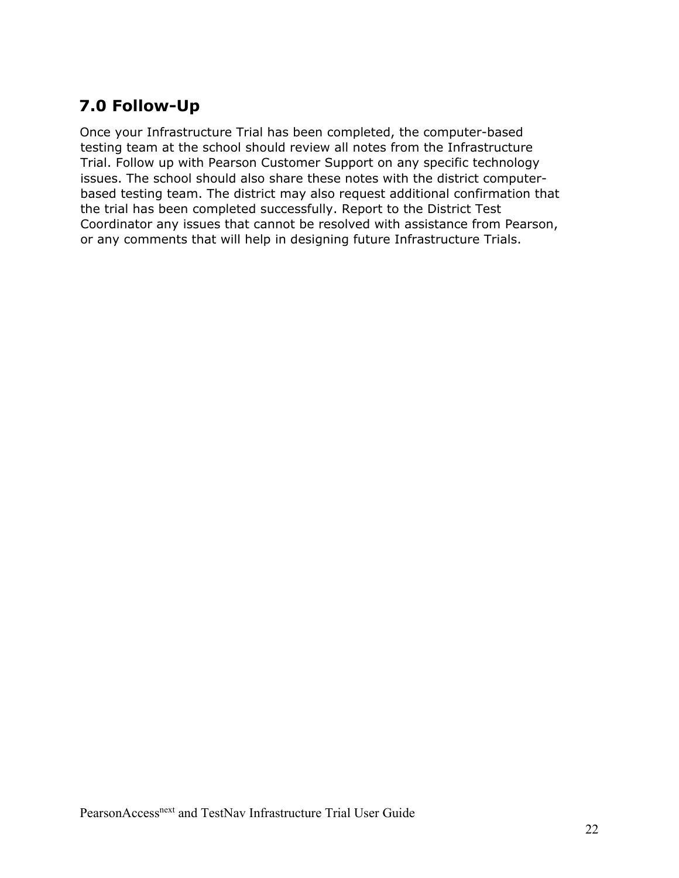## 7.0 Follow-Up

Once your Infrastructure Trial has been completed, the computer-based testing team at the school should review all notes from the Infrastructure Trial. Follow up with Pearson Customer Support on any specific technology issues. The school should also share these notes with the district computer-based testing team. The district may also request additional confirmation that the trial has been completed successfully. Report to the District Test Coordinator any issues that cannot be resolved with assistance from Pearson, or any comments that will help in designing future Infrastructure Trials.